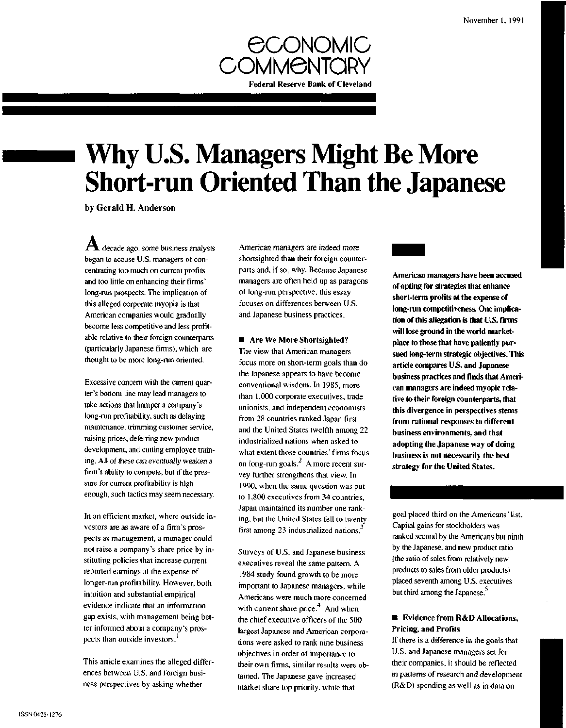November 1, 1991

ECONOMIC COMMENTARY

**Federal Reserve Bank of Cleveland**

# Why U.S. Managers Might Be More Short-run Oriented Than the Japanese

**by Gerald H. Anderson**

**American managers have been accused of opting for strategies that enhance short-term profits at the expense of long-run competitiveness. One implication of this allegation is that U.S. firms will lose ground in the world marketplace to those that have patiently pursued long-term strategic objectives. This article compares U.S. and Japanese business practices and finds that American managers are indeed myopic relative to their foreign counterparts, that this divergence in perspectives stems from rational responses to different business environments, and that adopting the Japanese way of doing business is not necessarily the best strategy for the United States.**

A decade ago, some business analysts began to accuse U.S. managers of concentrating too much on current profits and too little on enhancing their firms' long-run prospects. The implication of this alleged corporate myopia is that American companies would gradually become less competitive and less profitable relative to their foreign counterparts (particularly Japanese firms), which are thought to be more long-run oriented.

Excessive concern with the current quarter's bottom line may lead managers to take actions that hamper a company's long-run profitability, such as delaying maintenance, trimming customer service, raising prices, deferring new product development, and cutting employee training. All of these can eventually weaken a firm's ability to compete, but if the pressure for current profitability is high enough, such tactics may seem necessary.

In an efficient market, where outside investors are as aware of a firm's prospects as management, a manager could not raise a company's share price by instituting policies that increase current reported earnings at the expense of longer-run profitability. However, both intuition and substantial empirical evidence indicate that an information gap exists, with management being better informed about a company's prospects than outside investors.[1]

This article examines the alleged differences between U.S. and foreign business perspectives by asking whether American managers are indeed more shortsighted than their foreign counterparts and, if so, why. Because Japanese managers are often held up as paragons of long-run perspective, this essay focuses on differences between U.S. and Japanese business practices.

## ■ Are We More Shortsighted?

The view that American managers focus more on short-term goals than do the Japanese appears to have become conventional wisdom. In 1985, more than 1,000 corporate executives, trade unionists, and independent economists from 28 countries ranked Japan first and the United States twelfth among 22 industrialized nations when asked to what extent those countries' firms focus on long-run goals.[2] A more recent survey further strengthens that view. In 1990, when the same question was put to 1,800 executives from 34 countries, Japan maintained its number one ranking, but the United States fell to twenty-first among 23 industrialized nations.[3]

Surveys of U.S. and Japanese business executives reveal the same pattern. A 1984 study found growth to be more important to Japanese managers, while Americans were much more concerned with current share price.[4] And when the chief executive officers of the 500 largest Japanese and American corporations were asked to rank nine business objectives in order of importance to their own firms, similar results were obtained. The Japanese gave increased market share top priority, while that goal placed third on the Americans' list. Capital gains for stockholders was ranked second by the Americans but ninth by the Japanese, and new product ratio (the ratio of sales from relatively new products to sales from older products) placed seventh among U.S. executives but third among the Japanese.[5]

## ■ Evidence from R&D Allocations, Pricing, and Profits

If there is a difference in the goals that U.S. and Japanese managers set for their companies, it should be reflected in patterns of research and development (R&D) spending as well as in data on

ISSN 0428-1276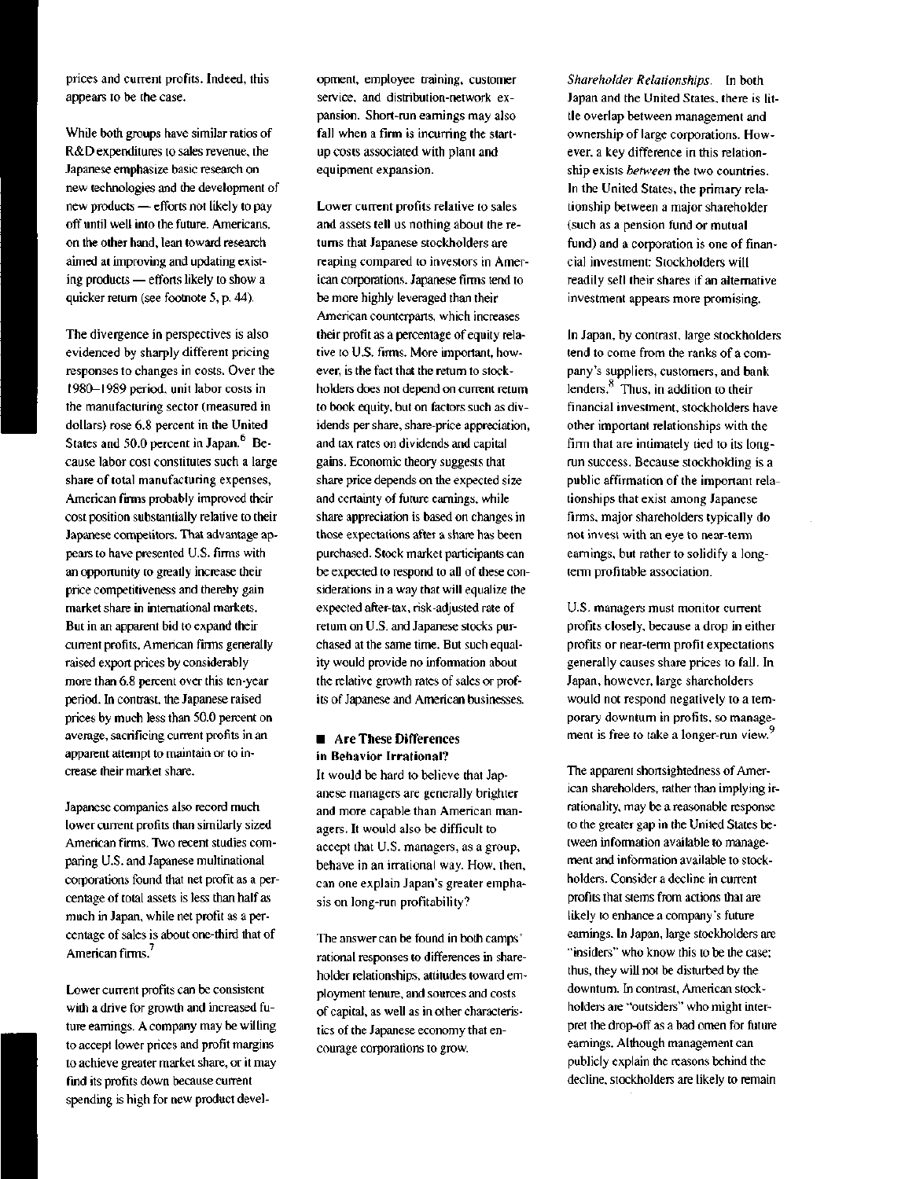prices and current profits. Indeed, this appears to be the case.

While both groups have similar ratios of R&D expenditures to sales revenue, the Japanese emphasize basic research on new technologies and the development of new products — efforts not likely to pay off until well into the future. Americans, on the other hand, lean toward research aimed at improving and updating existing products — efforts likely to show a quicker return (see footnote 5, p. 44).

The divergence in perspectives is also evidenced by sharply different pricing responses to changes in costs. Over the 1980–1989 period, unit labor costs in the manufacturing sector (measured in dollars) rose 6.8 percent in the United States and 50.0 percent in Japan.[6] Because labor cost constitutes such a large share of total manufacturing expenses, American firms probably improved their cost position substantially relative to their Japanese competitors. That advantage appears to have presented U.S. firms with an opportunity to greatly increase their price competitiveness and thereby gain market share in international markets. But in an apparent bid to expand their current profits, American firms generally raised export prices by considerably more than 6.8 percent over this ten-year period. In contrast, the Japanese raised prices by much less than 50.0 percent on average, sacrificing current profits in an apparent attempt to maintain or to increase their market share.

Japanese companies also record much lower current profits than similarly sized American firms. Two recent studies comparing U.S. and Japanese multinational corporations found that net profit as a percentage of total assets is less than half as much in Japan, while net profit as a percentage of sales is about one-third that of American firms.[7]

Lower current profits can be consistent with a drive for growth and increased future earnings. A company may be willing to accept lower prices and profit margins to achieve greater market share, or it may find its profits down because current spending is high for new product development, employee training, customer service, and distribution-network expansion. Short-run earnings may also fall when a firm is incurring the start-up costs associated with plant and equipment expansion.

Lower current profits relative to sales and assets tell us nothing about the returns that Japanese stockholders are reaping compared to investors in American corporations. Japanese firms tend to be more highly leveraged than their American counterparts, which increases their profit as a percentage of equity relative to U.S. firms. More important, however, is the fact that the return to stockholders does not depend on current return to book equity, but on factors such as dividends per share, share-price appreciation, and tax rates on dividends and capital gains. Economic theory suggests that share price depends on the expected size and certainty of future earnings, while share appreciation is based on changes in those expectations after a share has been purchased. Stock market participants can be expected to respond to all of these considerations in a way that will equalize the expected after-tax, risk-adjusted rate of return on U.S. and Japanese stocks purchased at the same time. But such equality would provide no information about the relative growth rates of sales or profits of Japanese and American businesses.

## Are These Differences in Behavior Irrational?

It would be hard to believe that Japanese managers are generally brighter and more capable than American managers. It would also be difficult to accept that U.S. managers, as a group, behave in an irrational way. How, then, can one explain Japan's greater emphasis on long-run profitability?

The answer can be found in both camps' rational responses to differences in shareholder relationships, attitudes toward employment tenure, and sources and costs of capital, as well as in other characteristics of the Japanese economy that encourage corporations to grow.

*Shareholder Relationships.* In both Japan and the United States, there is little overlap between management and ownership of large corporations. However, a key difference in this relationship exists *between* the two countries. In the United States, the primary relationship between a major shareholder (such as a pension fund or mutual fund) and a corporation is one of financial investment: Stockholders will readily sell their shares if an alternative investment appears more promising.

In Japan, by contrast, large stockholders tend to come from the ranks of a company's suppliers, customers, and bank lenders.[8] Thus, in addition to their financial investment, stockholders have other important relationships with the firm that are intimately tied to its long-run success. Because stockholding is a public affirmation of the important relationships that exist among Japanese firms, major shareholders typically do not invest with an eye to near-term earnings, but rather to solidify a long-term profitable association.

U.S. managers must monitor current profits closely, because a drop in either profits or near-term profit expectations generally causes share prices to fall. In Japan, however, large shareholders would not respond negatively to a temporary downturn in profits, so management is free to take a longer-run view.[9]

The apparent shortsightedness of American shareholders, rather than implying irrationality, may be a reasonable response to the greater gap in the United States between information available to management and information available to stockholders. Consider a decline in current profits that stems from actions that are likely to enhance a company's future earnings. In Japan, large stockholders are "insiders" who know this to be the case; thus, they will not be disturbed by the downturn. In contrast, American stockholders are "outsiders" who might interpret the drop-off as a bad omen for future earnings. Although management can publicly explain the reasons behind the decline, stockholders are likely to remain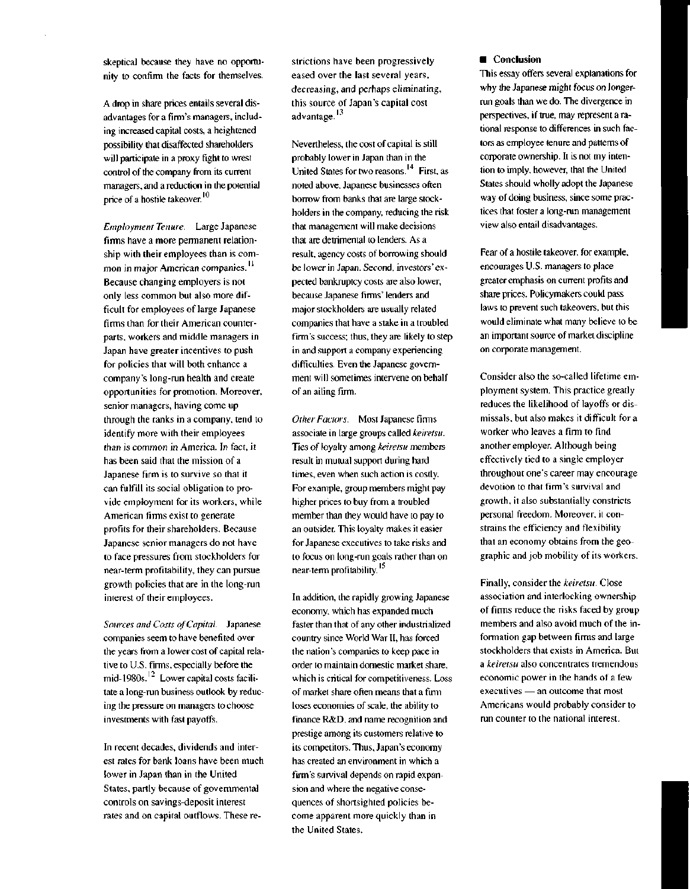skeptical because they have no opportunity to confirm the facts for themselves.

A drop in share prices entails several disadvantages for a firm's managers, including increased capital costs, a heightened possibility that disaffected shareholders will participate in a proxy fight to wrest control of the company from its current managers, and a reduction in the potential price of a hostile takeover.[10]

*Employment Tenure.* Large Japanese firms have a more permanent relationship with their employees than is common in major American companies.[11] Because changing employers is not only less common but also more difficult for employees of large Japanese firms than for their American counterparts, workers and middle managers in Japan have greater incentives to push for policies that will both enhance a company's long-run health and create opportunities for promotion. Moreover, senior managers, having come up through the ranks in a company, tend to identify more with their employees than is common in America. In fact, it has been said that the mission of a Japanese firm is to survive so that it can fulfill its social obligation to provide employment for its workers, while American firms exist to generate profits for their shareholders. Because Japanese senior managers do not have to face pressures from stockholders for near-term profitability, they can pursue growth policies that are in the long-run interest of their employees.

*Sources and Costs of Capital.* Japanese companies seem to have benefited over the years from a lower cost of capital relative to U.S. firms, especially before the mid-1980s.[12] Lower capital costs facilitate a long-run business outlook by reducing the pressure on managers to choose investments with fast payoffs.

In recent decades, dividends and interest rates for bank loans have been much lower in Japan than in the United States, partly because of governmental controls on savings-deposit interest rates and on capital outflows. These restrictions have been progressively eased over the last several years, decreasing, and perhaps eliminating, this source of Japan's capital cost advantage.[13]

Nevertheless, the cost of capital is still probably lower in Japan than in the United States for two reasons.[14] First, as noted above, Japanese businesses often borrow from banks that are large stockholders in the company, reducing the risk that management will make decisions that are detrimental to lenders. As a result, agency costs of borrowing should be lower in Japan. Second, investors' expected bankruptcy costs are also lower, because Japanese firms' lenders and major stockholders are usually related companies that have a stake in a troubled firm's success; thus, they are likely to step in and support a company experiencing difficulties. Even the Japanese government will sometimes intervene on behalf of an ailing firm.

*Other Factors.* Most Japanese firms associate in large groups called *keiretsu*. Ties of loyalty among *keiretsu* members result in mutual support during hard times, even when such action is costly. For example, group members might pay higher prices to buy from a troubled member than they would have to pay to an outsider. This loyalty makes it easier for Japanese executives to take risks and to focus on long-run goals rather than on near-term profitability.[15]

In addition, the rapidly growing Japanese economy, which has expanded much faster than that of any other industrialized country since World War II, has forced the nation's companies to keep pace in order to maintain domestic market share, which is critical for competitiveness. Loss of market share often means that a firm loses economies of scale, the ability to finance R&D, and name recognition and prestige among its customers relative to its competitors. Thus, Japan's economy has created an environment in which a firm's survival depends on rapid expansion and where the negative consequences of shortsighted policies become apparent more quickly than in the United States.

## Conclusion

This essay offers several explanations for why the Japanese might focus on longer-run goals than we do. The divergence in perspectives, if true, may represent a rational response to differences in such factors as employee tenure and patterns of corporate ownership. It is not my intention to imply, however, that the United States should wholly adopt the Japanese way of doing business, since some practices that foster a long-run management view also entail disadvantages.

Fear of a hostile takeover, for example, encourages U.S. managers to place greater emphasis on current profits and share prices. Policymakers could pass laws to prevent such takeovers, but this would eliminate what many believe to be an important source of market discipline on corporate management.

Consider also the so-called lifetime employment system. This practice greatly reduces the likelihood of layoffs or dismissals, but also makes it difficult for a worker who leaves a firm to find another employer. Although being effectively tied to a single employer throughout one's career may encourage devotion to that firm's survival and growth, it also substantially constricts personal freedom. Moreover, it constrains the efficiency and flexibility that an economy obtains from the geographic and job mobility of its workers.

Finally, consider the *keiretsu*. Close association and interlocking ownership of firms reduce the risks faced by group members and also avoid much of the information gap between firms and large stockholders that exists in America. But a *keiretsu* also concentrates tremendous economic power in the hands of a few executives — an outcome that most Americans would probably consider to run counter to the national interest.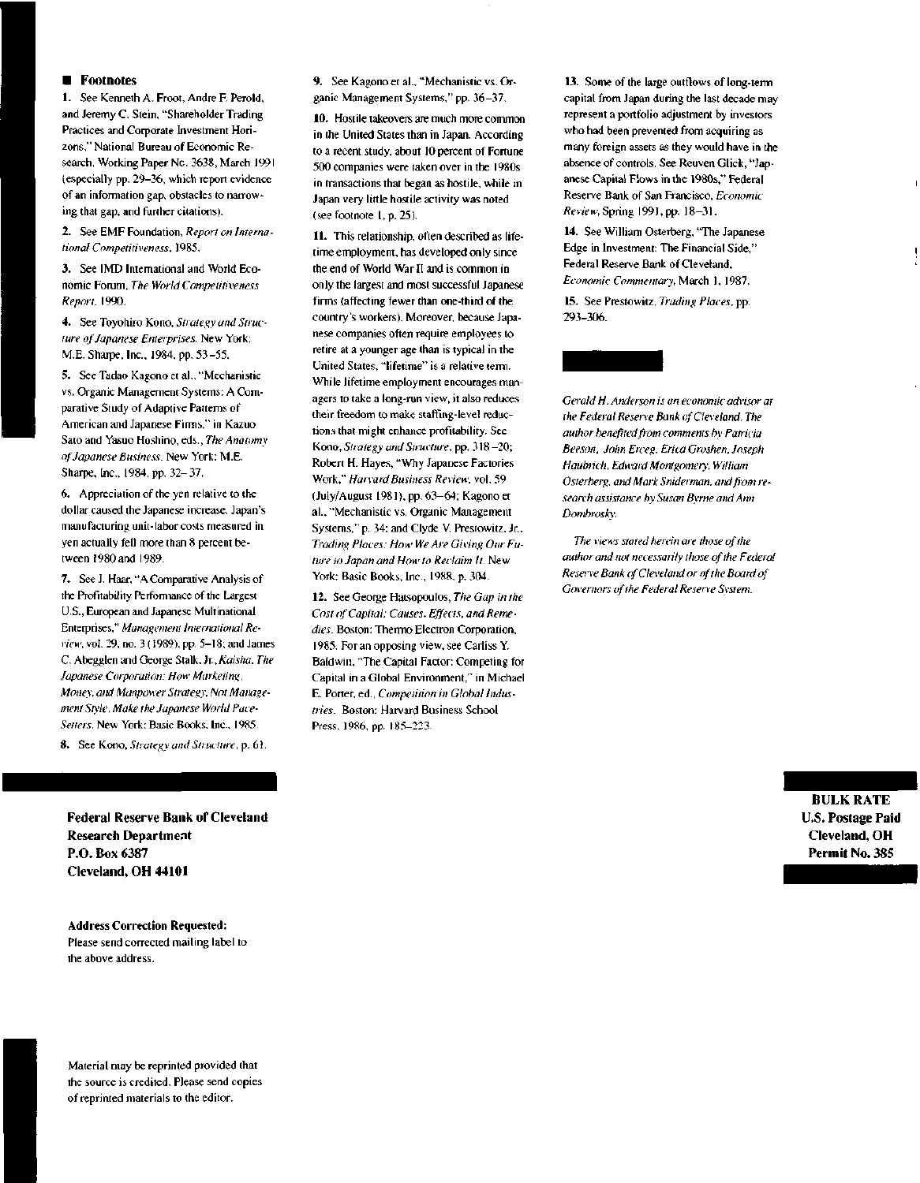## Footnotes

1. See Kenneth A. Froot, Andre F. Perold, and Jeremy C. Stein, "Shareholder Trading Practices and Corporate Investment Horizons," National Bureau of Economic Research, Working Paper No. 3638, March 1991 (especially pp. 29–36, which report evidence of an information gap, obstacles to narrowing that gap, and further citations).

2. See EMF Foundation, *Report on International Competitiveness*, 1985.

3. See IMD International and World Economic Forum, *The World Competitiveness Report*, 1990.

4. See Toyohiro Kono, *Strategy and Structure of Japanese Enterprises*. New York: M.E. Sharpe, Inc., 1984, pp. 53–55.

5. See Tadao Kagono et al., "Mechanistic vs. Organic Management Systems: A Comparative Study of Adaptive Patterns of American and Japanese Firms," in Kazuo Sato and Yasuo Hoshino, eds., *The Anatomy of Japanese Business*. New York: M.E. Sharpe, Inc., 1984, pp. 32–37.

6. Appreciation of the yen relative to the dollar caused the Japanese increase. Japan's manufacturing unit-labor costs measured in yen actually fell more than 8 percent between 1980 and 1989.

7. See J. Haar, "A Comparative Analysis of the Profitability Performance of the Largest U.S., European and Japanese Multinational Enterprises," *Management International Review*, vol. 29, no. 3 (1989), pp. 5–18; and James C. Abegglen and George Stalk, Jr., *Kaisha, The Japanese Corporation: How Marketing, Money, and Manpower Strategy, Not Management Style, Make the Japanese World Pace-Setters*. New York: Basic Books, Inc., 1985.

8. See Kono, *Strategy and Structure*, p. 61.

9. See Kagono et al., "Mechanistic vs. Organic Management Systems," pp. 36–37.

10. Hostile takeovers are much more common in the United States than in Japan. According to a recent study, about 10 percent of Fortune 500 companies were taken over in the 1980s in transactions that began as hostile, while in Japan very little hostile activity was noted (see footnote 1, p. 25).

11. This relationship, often described as lifetime employment, has developed only since the end of World War II and is common in only the largest and most successful Japanese firms (affecting fewer than one-third of the country's workers). Moreover, because Japanese companies often require employees to retire at a younger age than is typical in the United States, "lifetime" is a relative term. While lifetime employment encourages managers to take a long-run view, it also reduces their freedom to make staffing-level reductions that might enhance profitability. See Kono, *Strategy and Structure*, pp. 318–20; Robert H. Hayes, "Why Japanese Factories Work," *Harvard Business Review*, vol. 59 (July/August 1981), pp. 63–64; Kagono et al., "Mechanistic vs. Organic Management Systems," p. 34; and Clyde V. Prestowitz, Jr., *Trading Places: How We Are Giving Our Future to Japan and How to Reclaim It*. New York: Basic Books, Inc., 1988, p. 304.

12. See George Hatsopoulos, *The Gap in the Cost of Capital: Causes, Effects, and Remedies*. Boston: Thermo Electron Corporation, 1985. For an opposing view, see Carliss Y. Baldwin, "The Capital Factor: Competing for Capital in a Global Environment," in Michael E. Porter, ed., *Competition in Global Industries*. Boston: Harvard Business School Press, 1986, pp. 185–223.

13. Some of the large outflows of long-term capital from Japan during the last decade may represent a portfolio adjustment by investors who had been prevented from acquiring as many foreign assets as they would have in the absence of controls. See Reuven Glick, "Japanese Capital Flows in the 1980s," Federal Reserve Bank of San Francisco, *Economic Review*, Spring 1991, pp. 18–31.

14. See William Osterberg, "The Japanese Edge in Investment: The Financial Side," Federal Reserve Bank of Cleveland, *Economic Commentary*, March 1, 1987.

15. See Prestowitz, *Trading Places*, pp. 293–306.

*Gerald H. Anderson is an economic advisor at the Federal Reserve Bank of Cleveland. The author benefited from comments by Patricia Beeson, John Erceg, Erica Groshen, Joseph Haubrich, Edward Montgomery, William Osterberg, and Mark Sniderman, and from research assistance by Susan Byrne and Ann Dombrosky.*

*The views stated herein are those of the author and not necessarily those of the Federal Reserve Bank of Cleveland or of the Board of Governors of the Federal Reserve System.*

**Federal Reserve Bank of Cleveland**
**Research Department**
**P.O. Box 6387**
**Cleveland, OH 44101**

**BULK RATE**
**U.S. Postage Paid**
**Cleveland, OH**
**Permit No. 385**

**Address Correction Requested:**
Please send corrected mailing label to the above address.

Material may be reprinted provided that the source is credited. Please send copies of reprinted materials to the editor.